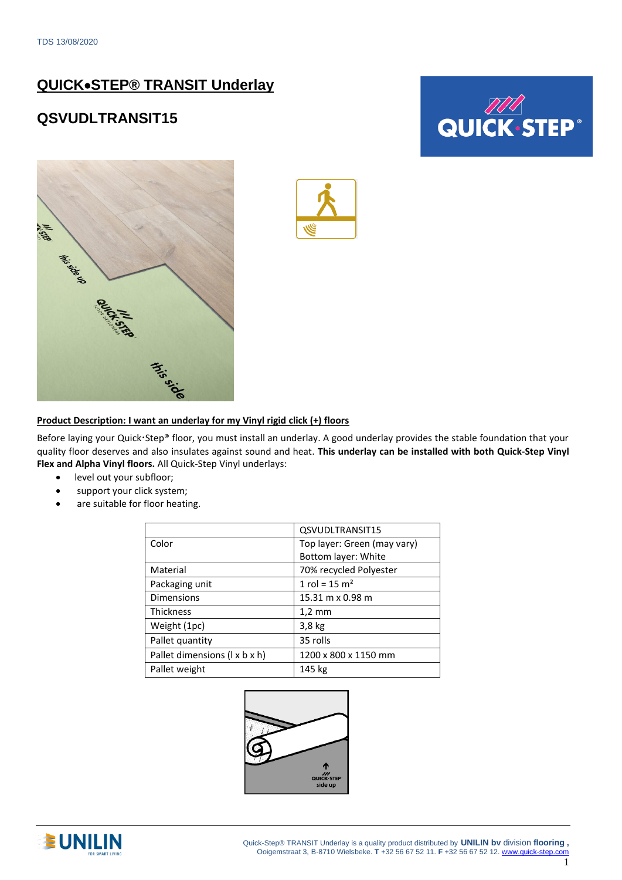TDS 13/08/2020

# QUICK•STEP® TRANSIT Underlay

## QSVUDLTRANSIT15

**Product Description: I want an underlay for my Vinyl rigid click (+) floors**

Before laying your Quick·Step® floor, you must install an underlay. A good underlay provides the stable foundation that your quality floor deserves and also insulates against sound and heat. **This underlay can be installed with both Quick-Step Vinyl Flex and Alpha Vinyl floors.** All Quick-Step Vinyl underlays:

- level out your subfloor;
- support your click system;
- are suitable for floor heating.

| | QSVUDLTRANSIT15 |
|---|---|
| Color | Top layer: Green (may vary)<br>Bottom layer: White |
| Material | 70% recycled Polyester |
| Packaging unit | 1 rol = 15 m² |
| Dimensions | 15.31 m x 0.98 m |
| Thickness | 1,2 mm |
| Weight (1pc) | 3,8 kg |
| Pallet quantity | 35 rolls |
| Pallet dimensions (l x b x h) | 1200 x 800 x 1150 mm |
| Pallet weight | 145 kg |

Quick-Step® TRANSIT Underlay is a quality product distributed by **UNILIN bv** division **flooring ,** Ooigemstraat 3, B-8710 Wielsbeke. **T** +32 56 67 52 11. **F** +32 56 67 52 12. www.quick-step.com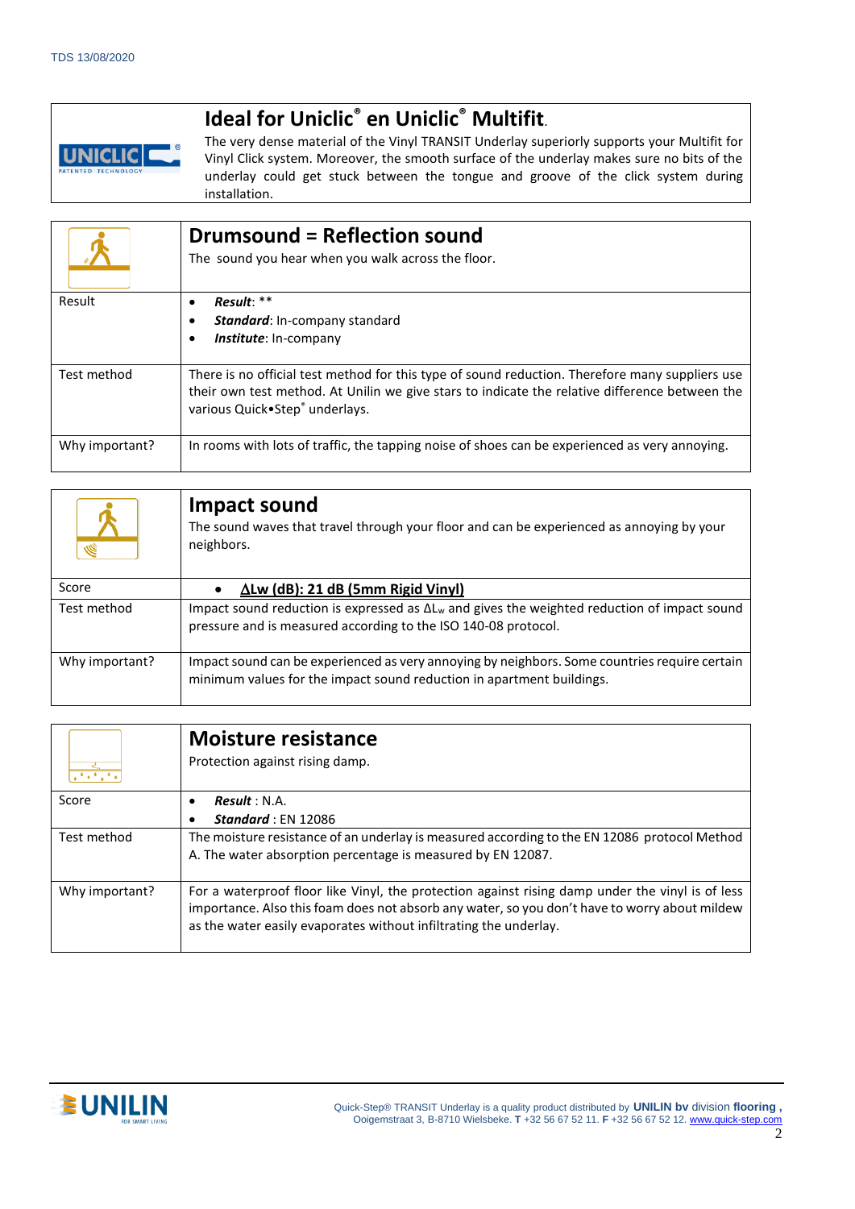| | **Ideal for Uniclic® en Uniclic® Multifit.** |
|---|---|
| UNICLIC PATENTED TECHNOLOGY | The very dense material of the Vinyl TRANSIT Underlay superiorly supports your Multifit for Vinyl Click system. Moreover, the smooth surface of the underlay makes sure no bits of the underlay could get stuck between the tongue and groove of the click system during installation. |

| | **Drumsound = Reflection sound** The sound you hear when you walk across the floor. |
|---|---|
| Result | • ***Result***: ** • ***Standard***: In-company standard • ***Institute***: In-company |
| Test method | There is no official test method for this type of sound reduction. Therefore many suppliers use their own test method. At Unilin we give stars to indicate the relative difference between the various Quick•Step® underlays. |
| Why important? | In rooms with lots of traffic, the tapping noise of shoes can be experienced as very annoying. |

| | **Impact sound** The sound waves that travel through your floor and can be experienced as annoying by your neighbors. |
|---|---|
| Score | • **$\Delta$Lw (dB): 21 dB (5mm Rigid Vinyl)** |
| Test method | Impact sound reduction is expressed as $\Delta L_w$ and gives the weighted reduction of impact sound pressure and is measured according to the ISO 140-08 protocol. |
| Why important? | Impact sound can be experienced as very annoying by neighbors. Some countries require certain minimum values for the impact sound reduction in apartment buildings. |

| | **Moisture resistance** Protection against rising damp. |
|---|---|
| Score | • ***Result*** : N.A. • ***Standard*** : EN 12086 |
| Test method | The moisture resistance of an underlay is measured according to the EN 12086 protocol Method A. The water absorption percentage is measured by EN 12087. |
| Why important? | For a waterproof floor like Vinyl, the protection against rising damp under the vinyl is of less importance. Also this foam does not absorb any water, so you don't have to worry about mildew as the water easily evaporates without infiltrating the underlay. |

Quick-Step® TRANSIT Underlay is a quality product distributed by **UNILIN bv** division **flooring**, Ooigemstraat 3, B-8710 Wielsbeke. **T** +32 56 67 52 11. **F** +32 56 67 52 12. www.quick-step.com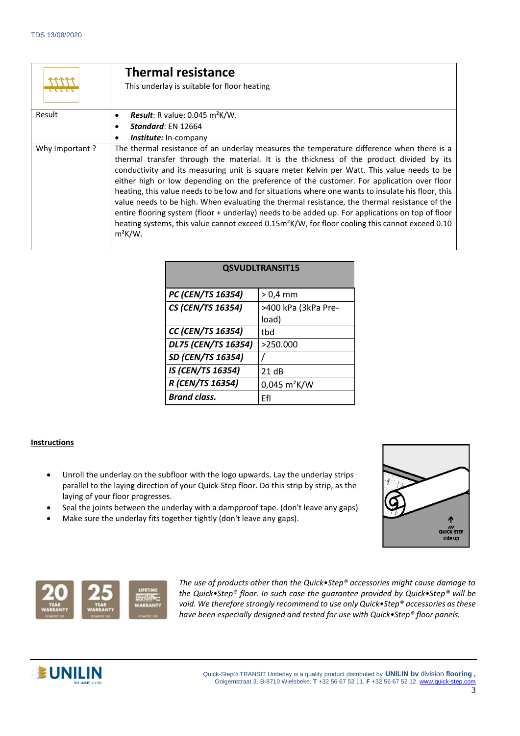| | |
|---|---|
| | **Thermal resistance**<br>This underlay is suitable for floor heating |
| Result | • ***Result***: R value: 0.045 m²K/W.<br>• ***Standard***: EN 12664<br>• ***Institute:*** In-company |
| Why Important ? | The thermal resistance of an underlay measures the temperature difference when there is a thermal transfer through the material. It is the thickness of the product divided by its conductivity and its measuring unit is square meter Kelvin per Watt. This value needs to be either high or low depending on the preference of the customer. For application over floor heating, this value needs to be low and for situations where one wants to insulate his floor, this value needs to be high. When evaluating the thermal resistance, the thermal resistance of the entire flooring system (floor + underlay) needs to be added up. For applications on top of floor heating systems, this value cannot exceed 0.15m²K/W, for floor cooling this cannot exceed 0.10 m²K/W. |

| QSVUDLTRANSIT15 | |
|---|---|
| ***PC (CEN/TS 16354)*** | > 0,4 mm |
| ***CS (CEN/TS 16354)*** | >400 kPa (3kPa Pre-load) |
| ***CC (CEN/TS 16354)*** | tbd |
| ***DL75 (CEN/TS 16354)*** | >250.000 |
| ***SD (CEN/TS 16354)*** | / |
| ***IS (CEN/TS 16354)*** | 21 dB |
| ***R (CEN/TS 16354)*** | 0,045 m²K/W |
| ***Brand class.*** | Efl |

**Instructions**

- Unroll the underlay on the subfloor with the logo upwards. Lay the underlay strips parallel to the laying direction of your Quick-Step floor. Do this strip by strip, as the laying of your floor progresses.
- Seal the joints between the underlay with a dampproof tape. (don't leave any gaps)
- Make sure the underlay fits together tightly (don't leave any gaps).

*The use of products other than the Quick•Step® accessories might cause damage to the Quick•Step® floor. In such case the guarantee provided by Quick•Step® will be void. We therefore strongly recommend to use only Quick•Step® accessories as these have been especially designed and tested for use with Quick•Step® floor panels.*

Quick-Step® TRANSIT Underlay is a quality product distributed by **UNILIN bv** division **flooring ,** Ooigemstraat 3, B-8710 Wielsbeke. **T** +32 56 67 52 11. **F** +32 56 67 52 12. www.quick-step.com